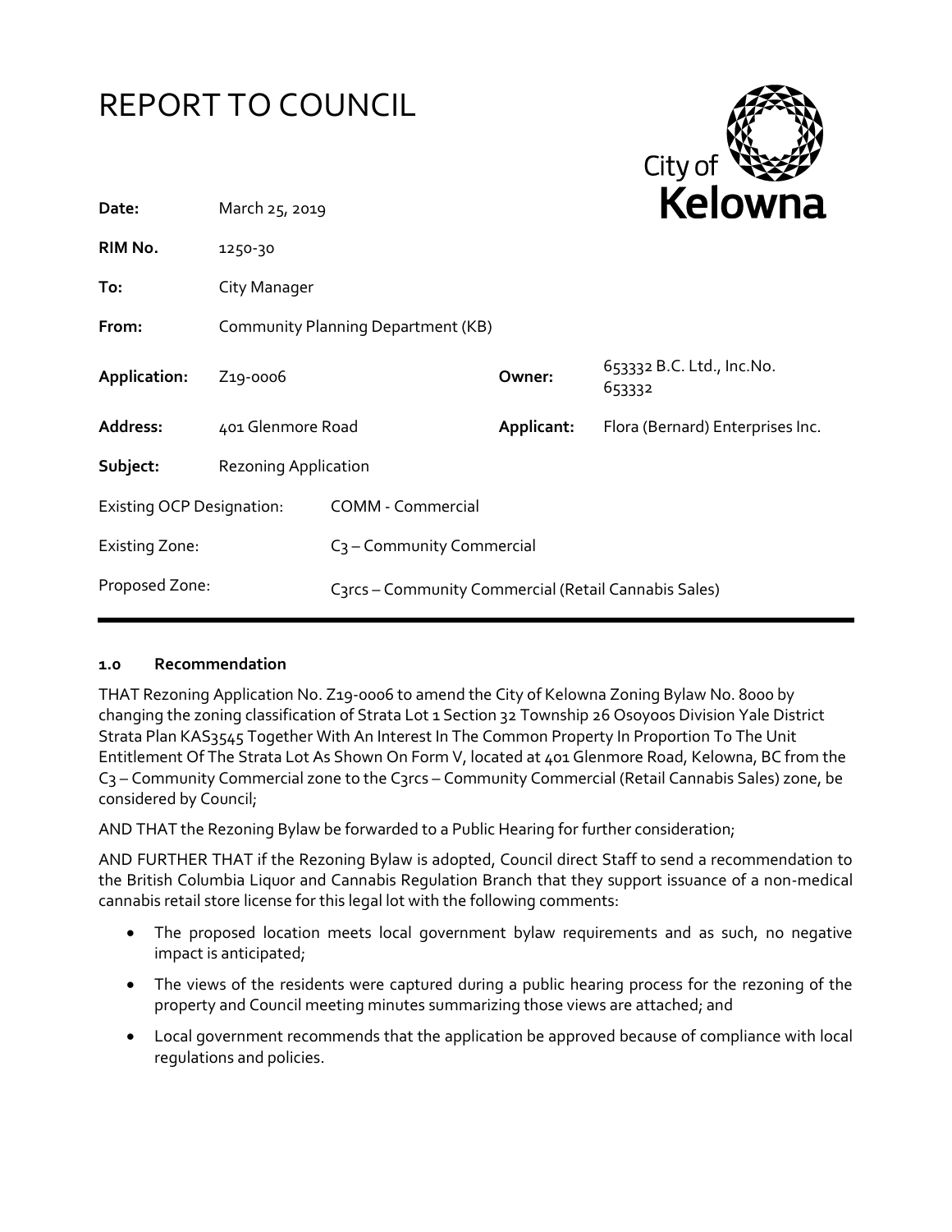# REPORT TO COUNCIL

City of Kelowna

| | | | |
|---|---|---|---|
| **Date:** | March 25, 2019 | | |
| **RIM No.** | 1250-30 | | |
| **To:** | City Manager | | |
| **From:** | Community Planning Department (KB) | | |
| **Application:** | Z19-0006 | **Owner:** | 653332 B.C. Ltd., Inc.No. 653332 |
| **Address:** | 401 Glenmore Road | **Applicant:** | Flora (Bernard) Enterprises Inc. |
| **Subject:** | Rezoning Application | | |
| Existing OCP Designation: | COMM - Commercial | | |
| Existing Zone: | C3 – Community Commercial | | |
| Proposed Zone: | C3rcs – Community Commercial (Retail Cannabis Sales) | | |

## 1.0 Recommendation

THAT Rezoning Application No. Z19-0006 to amend the City of Kelowna Zoning Bylaw No. 8000 by changing the zoning classification of Strata Lot 1 Section 32 Township 26 Osoyoos Division Yale District Strata Plan KAS3545 Together With An Interest In The Common Property In Proportion To The Unit Entitlement Of The Strata Lot As Shown On Form V, located at 401 Glenmore Road, Kelowna, BC from the C3 – Community Commercial zone to the C3rcs – Community Commercial (Retail Cannabis Sales) zone, be considered by Council;

AND THAT the Rezoning Bylaw be forwarded to a Public Hearing for further consideration;

AND FURTHER THAT if the Rezoning Bylaw is adopted, Council direct Staff to send a recommendation to the British Columbia Liquor and Cannabis Regulation Branch that they support issuance of a non-medical cannabis retail store license for this legal lot with the following comments:

- The proposed location meets local government bylaw requirements and as such, no negative impact is anticipated;
- The views of the residents were captured during a public hearing process for the rezoning of the property and Council meeting minutes summarizing those views are attached; and
- Local government recommends that the application be approved because of compliance with local regulations and policies.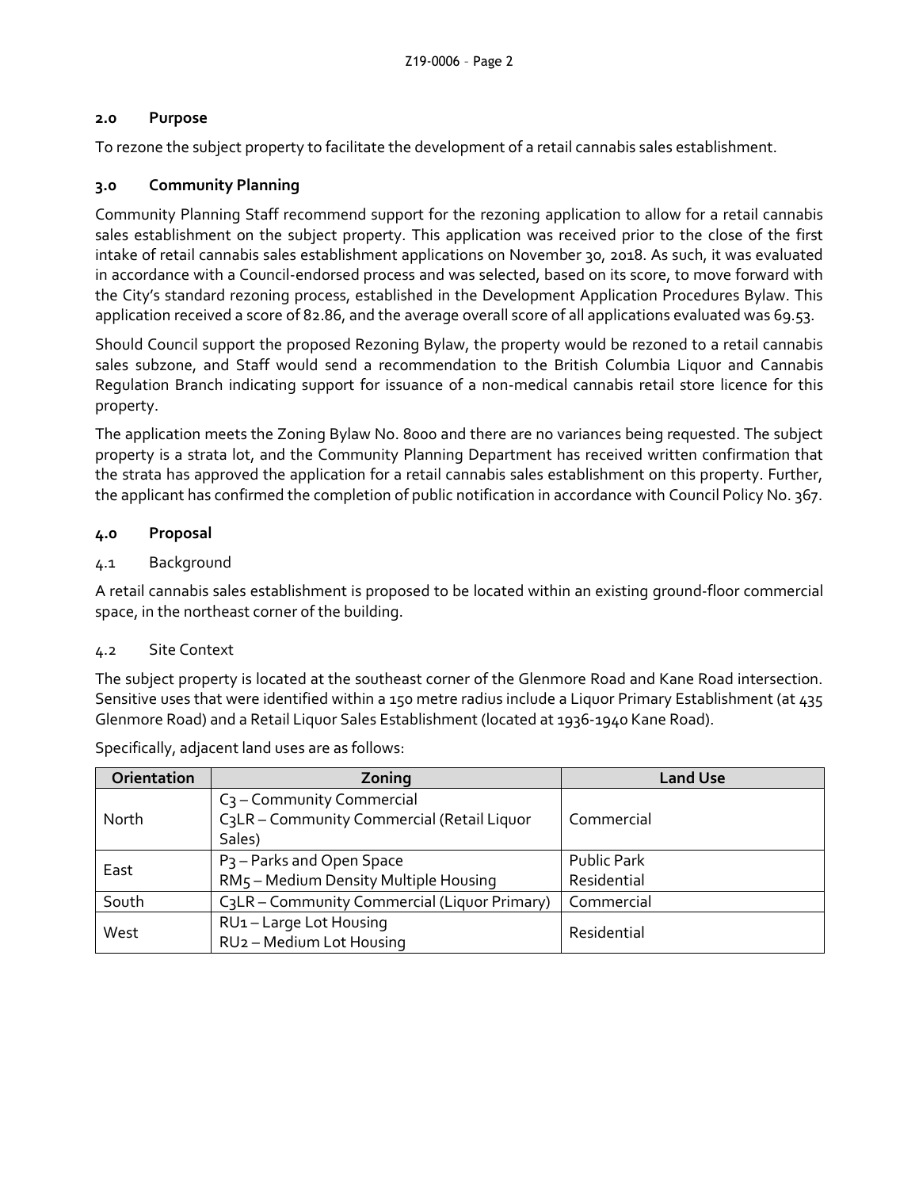## 2.0 Purpose

To rezone the subject property to facilitate the development of a retail cannabis sales establishment.

## 3.0 Community Planning

Community Planning Staff recommend support for the rezoning application to allow for a retail cannabis sales establishment on the subject property. This application was received prior to the close of the first intake of retail cannabis sales establishment applications on November 30, 2018. As such, it was evaluated in accordance with a Council-endorsed process and was selected, based on its score, to move forward with the City's standard rezoning process, established in the Development Application Procedures Bylaw. This application received a score of 82.86, and the average overall score of all applications evaluated was 69.53.

Should Council support the proposed Rezoning Bylaw, the property would be rezoned to a retail cannabis sales subzone, and Staff would send a recommendation to the British Columbia Liquor and Cannabis Regulation Branch indicating support for issuance of a non-medical cannabis retail store licence for this property.

The application meets the Zoning Bylaw No. 8000 and there are no variances being requested. The subject property is a strata lot, and the Community Planning Department has received written confirmation that the strata has approved the application for a retail cannabis sales establishment on this property. Further, the applicant has confirmed the completion of public notification in accordance with Council Policy No. 367.

## 4.0 Proposal

### 4.1 Background

A retail cannabis sales establishment is proposed to be located within an existing ground-floor commercial space, in the northeast corner of the building.

### 4.2 Site Context

The subject property is located at the southeast corner of the Glenmore Road and Kane Road intersection. Sensitive uses that were identified within a 150 metre radius include a Liquor Primary Establishment (at 435 Glenmore Road) and a Retail Liquor Sales Establishment (located at 1936-1940 Kane Road).

Specifically, adjacent land uses are as follows:

| Orientation | Zoning | Land Use |
|---|---|---|
| North | C3 – Community Commercial<br>C3LR – Community Commercial (Retail Liquor Sales) | Commercial |
| East | P3 – Parks and Open Space<br>RM5 – Medium Density Multiple Housing | Public Park<br>Residential |
| South | C3LR – Community Commercial (Liquor Primary) | Commercial |
| West | RU1 – Large Lot Housing<br>RU2 – Medium Lot Housing | Residential |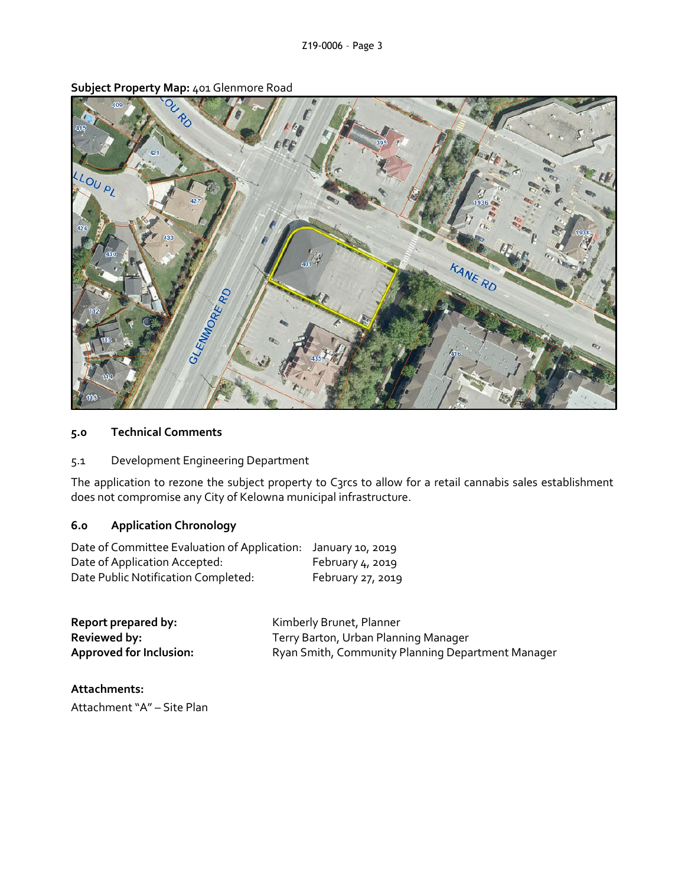**Subject Property Map:** 401 Glenmore Road

## 5.0 Technical Comments

### 5.1 Development Engineering Department

The application to rezone the subject property to C3rcs to allow for a retail cannabis sales establishment does not compromise any City of Kelowna municipal infrastructure.

## 6.0 Application Chronology

| | |
|---|---|
| Date of Committee Evaluation of Application: | January 10, 2019 |
| Date of Application Accepted: | February 4, 2019 |
| Date Public Notification Completed: | February 27, 2019 |

| | |
|---|---|
| **Report prepared by:** | Kimberly Brunet, Planner |
| **Reviewed by:** | Terry Barton, Urban Planning Manager |
| **Approved for Inclusion:** | Ryan Smith, Community Planning Department Manager |

**Attachments:**

Attachment "A" – Site Plan